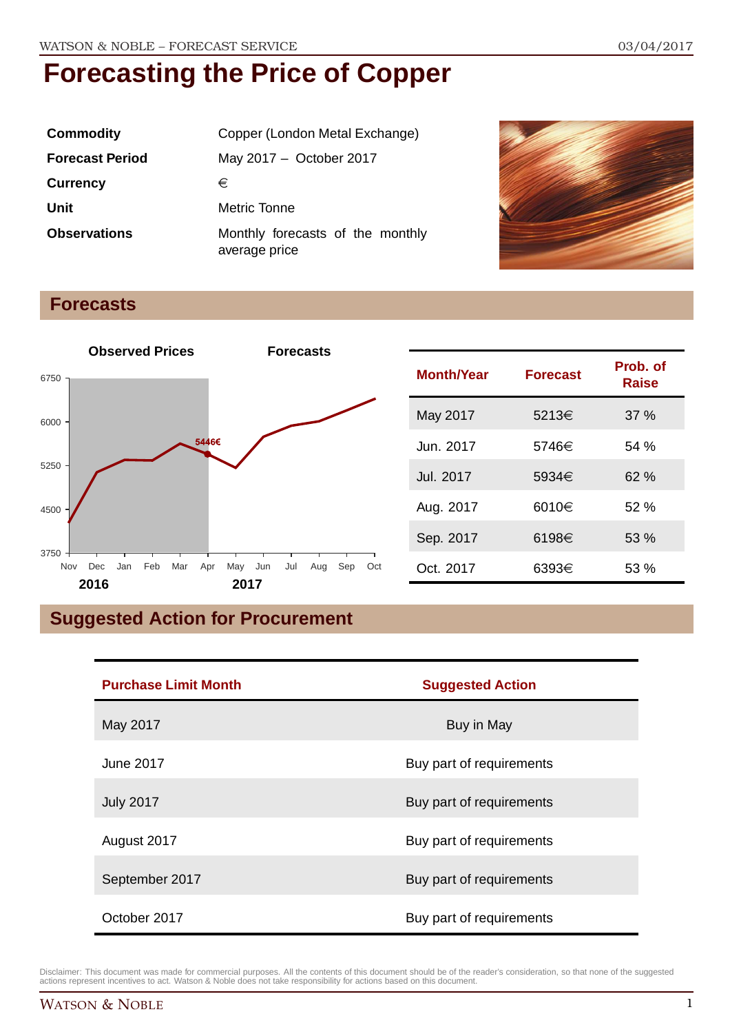# Forecasting the Price of Copper

| | |
|---|---|
| **Commodity** | Copper (London Metal Exchange) |
| **Forecast Period** | May 2017 – October 2017 |
| **Currency** | € |
| **Unit** | Metric Tonne |
| **Observations** | Monthly forecasts of the monthly average price |

## Forecasts

| Month/Year | Forecast | Prob. of Raise |
|---|---|---|
| May 2017 | 5213€ | 37 % |
| Jun. 2017 | 5746€ | 54 % |
| Jul. 2017 | 5934€ | 62 % |
| Aug. 2017 | 6010€ | 52 % |
| Sep. 2017 | 6198€ | 53 % |
| Oct. 2017 | 6393€ | 53 % |

## Suggested Action for Procurement

| Purchase Limit Month | Suggested Action |
|---|---|
| May 2017 | Buy in May |
| June 2017 | Buy part of requirements |
| July 2017 | Buy part of requirements |
| August 2017 | Buy part of requirements |
| September 2017 | Buy part of requirements |
| October 2017 | Buy part of requirements |

Disclaimer: This document was made for commercial purposes. All the contents of this document should be of the reader's consideration, so that none of the suggested actions represent incentives to act. Watson & Noble does not take responsibility for actions based on this document.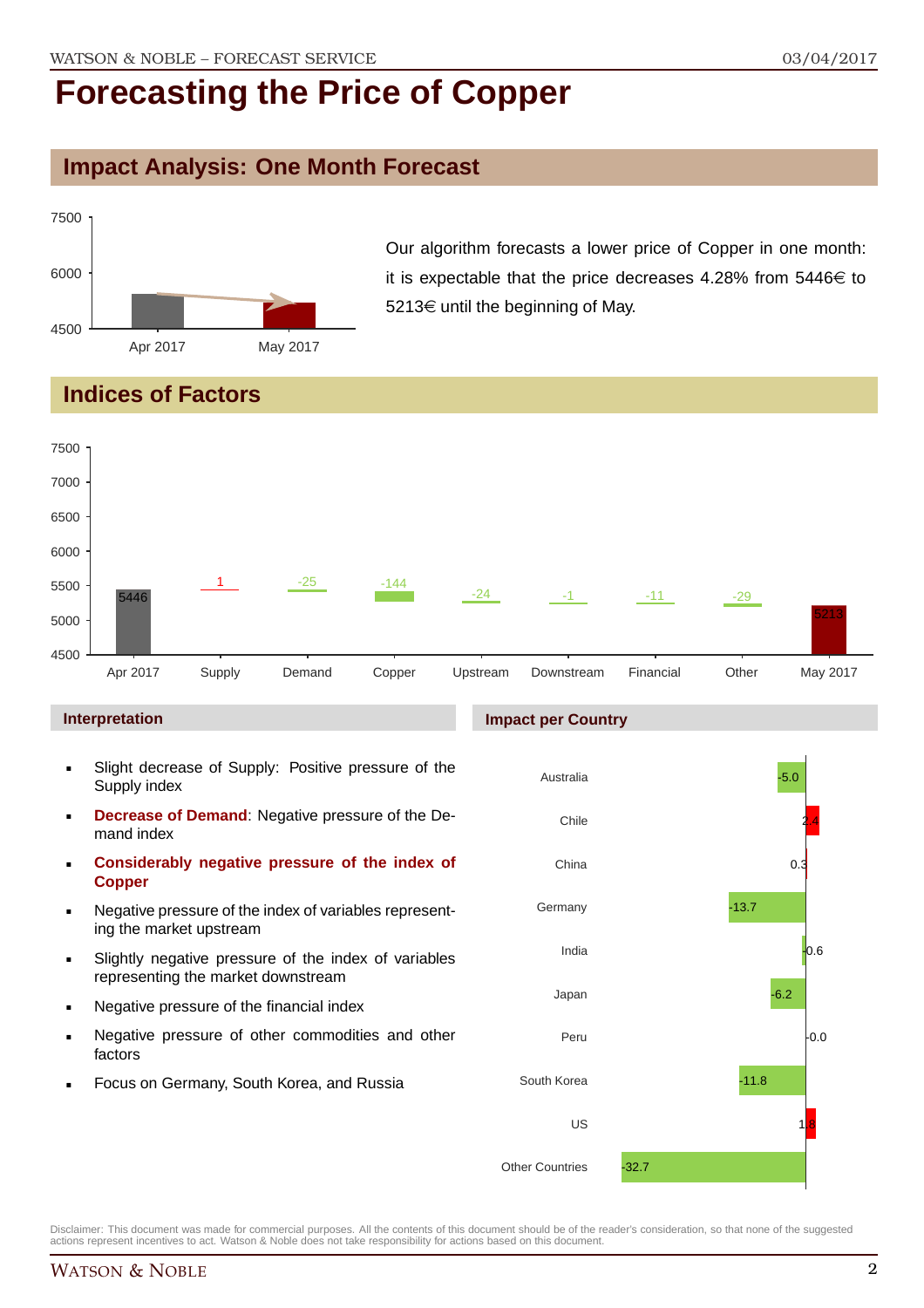# Forecasting the Price of Copper

## Impact Analysis: One Month Forecast

Our algorithm forecasts a lower price of Copper in one month: it is expectable that the price decreases 4.28% from 5446€ to 5213€ until the beginning of May.

## Indices of Factors

| | Apr 2017 | Supply | Demand | Copper | Upstream | Downstream | Financial | Other | May 2017 |
|---|---|---|---|---|---|---|---|---|---|
| Value | 5446 | 1 | -25 | -144 | -24 | -1 | -11 | -29 | 5213 |

### Interpretation

- Slight decrease of Supply: Positive pressure of the Supply index
- **Decrease of Demand**: Negative pressure of the Demand index
- **Considerably negative pressure of the index of Copper**
- Negative pressure of the index of variables representing the market upstream
- Slightly negative pressure of the index of variables representing the market downstream
- Negative pressure of the financial index
- Negative pressure of other commodities and other factors
- Focus on Germany, South Korea, and Russia

### Impact per Country

| Country | Impact |
|---|---|
| Australia | -5.0 |
| Chile | 2.4 |
| China | 0.3 |
| Germany | -13.7 |
| India | -0.6 |
| Japan | -6.2 |
| Peru | -0.0 |
| South Korea | -11.8 |
| US | 1.8 |
| Other Countries | -32.7 |

Disclaimer: This document was made for commercial purposes. All the contents of this document should be of the reader's consideration, so that none of the suggested actions represent incentives to act. Watson & Noble does not take responsibility for actions based on this document.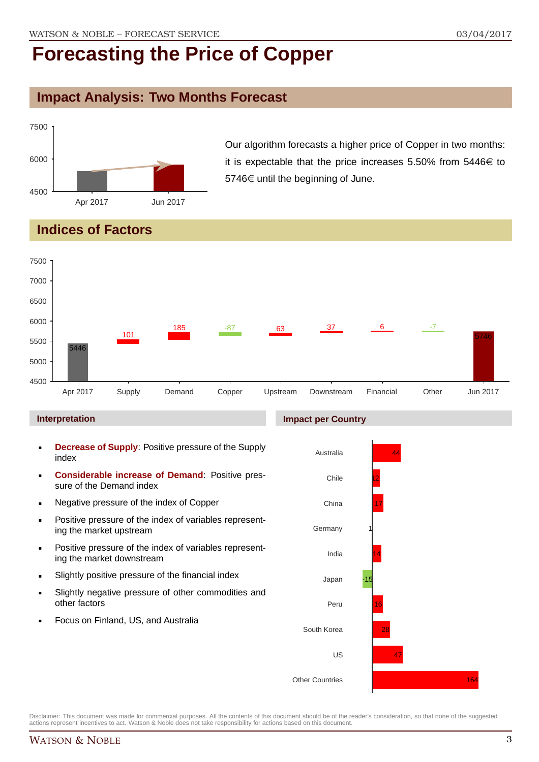# Forecasting the Price of Copper

## Impact Analysis: Two Months Forecast

Our algorithm forecasts a higher price of Copper in two months: it is expectable that the price increases 5.50% from 5446€ to 5746€ until the beginning of June.

## Indices of Factors

| Apr 2017 | Supply | Demand | Copper | Upstream | Downstream | Financial | Other | Jun 2017 |
|---|---|---|---|---|---|---|---|---|
| 5446 | 101 | 185 | -87 | 63 | 37 | 6 | -7 | 5746 |

### Interpretation

- **Decrease of Supply**: Positive pressure of the Supply index
- **Considerable increase of Demand**: Positive pressure of the Demand index
- Negative pressure of the index of Copper
- Positive pressure of the index of variables representing the market upstream
- Positive pressure of the index of variables representing the market downstream
- Slightly positive pressure of the financial index
- Slightly negative pressure of other commodities and other factors
- Focus on Finland, US, and Australia

### Impact per Country

| Country | Impact |
|---|---|
| Australia | 44 |
| Chile | 12 |
| China | 17 |
| Germany | 1 |
| India | 14 |
| Japan | -15 |
| Peru | 16 |
| South Korea | 28 |
| US | 47 |
| Other Countries | 164 |

Disclaimer: This document was made for commercial purposes. All the contents of this document should be of the reader's consideration, so that none of the suggested actions represent incentives to act. Watson & Noble does not take responsibility for actions based on this document.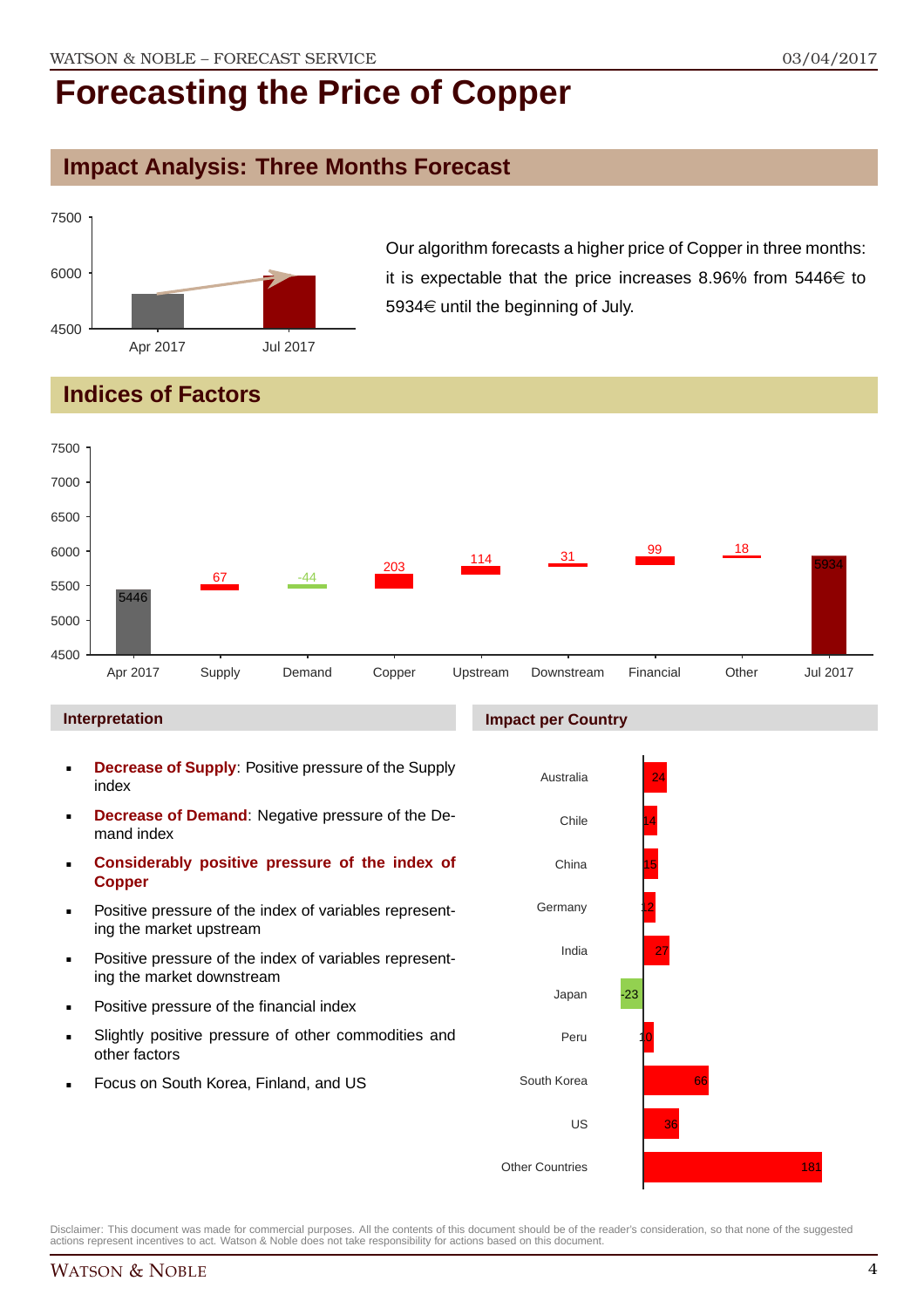# Forecasting the Price of Copper

## Impact Analysis: Three Months Forecast

Our algorithm forecasts a higher price of Copper in three months: it is expectable that the price increases 8.96% from 5446€ to 5934€ until the beginning of July.

## Indices of Factors

| | Apr 2017 | Supply | Demand | Copper | Upstream | Downstream | Financial | Other | Jul 2017 |
|---|---|---|---|---|---|---|---|---|---|
| Value | 5446 | 67 | -44 | 203 | 114 | 31 | 99 | 18 | 5934 |

### Interpretation

- **Decrease of Supply**: Positive pressure of the Supply index
- **Decrease of Demand**: Negative pressure of the Demand index
- **Considerably positive pressure of the index of Copper**
- Positive pressure of the index of variables representing the market upstream
- Positive pressure of the index of variables representing the market downstream
- Positive pressure of the financial index
- Slightly positive pressure of other commodities and other factors
- Focus on South Korea, Finland, and US

### Impact per Country

| Country | Impact |
|---|---|
| Australia | 24 |
| Chile | 14 |
| China | 15 |
| Germany | 12 |
| India | 27 |
| Japan | -23 |
| Peru | 10 |
| South Korea | 66 |
| US | 36 |
| Other Countries | 181 |

Disclaimer: This document was made for commercial purposes. All the contents of this document should be of the reader's consideration, so that none of the suggested actions represent incentives to act. Watson & Noble does not take responsibility for actions based on this document.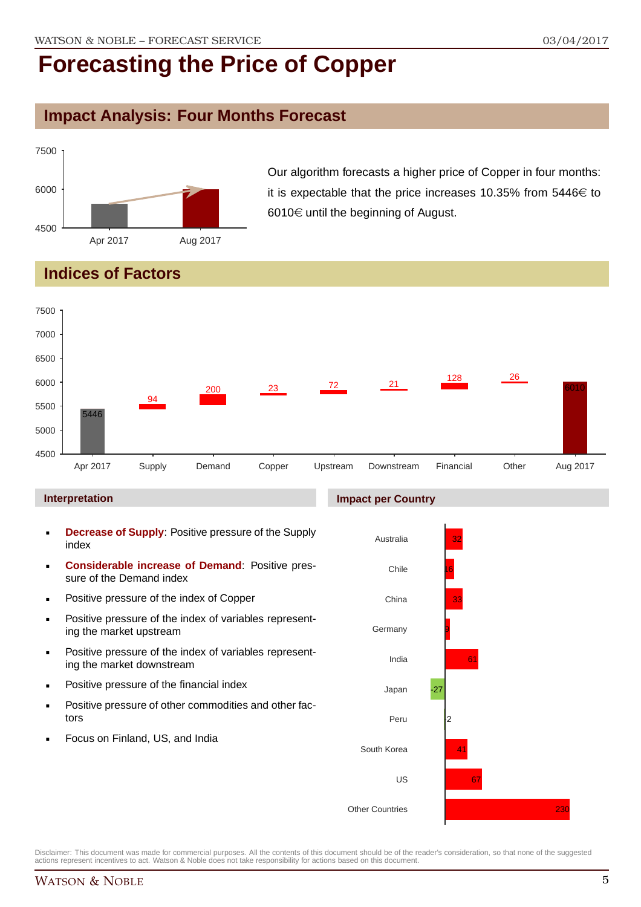# Forecasting the Price of Copper

## Impact Analysis: Four Months Forecast

Our algorithm forecasts a higher price of Copper in four months: it is expectable that the price increases 10.35% from 5446€ to 6010€ until the beginning of August.

## Indices of Factors

| | Apr 2017 | Supply | Demand | Copper | Upstream | Downstream | Financial | Other | Aug 2017 |
|---|---|---|---|---|---|---|---|---|---|
| Value | 5446 | 94 | 200 | 23 | 72 | 21 | 128 | 26 | 6010 |

### Interpretation

- **Decrease of Supply**: Positive pressure of the Supply index
- **Considerable increase of Demand**: Positive pressure of the Demand index
- Positive pressure of the index of Copper
- Positive pressure of the index of variables representing the market upstream
- Positive pressure of the index of variables representing the market downstream
- Positive pressure of the financial index
- Positive pressure of other commodities and other factors
- Focus on Finland, US, and India

### Impact per Country

| Country | Impact |
|---|---|
| Australia | 32 |
| Chile | 16 |
| China | 33 |
| Germany | 9 |
| India | 61 |
| Japan | -27 |
| Peru | 2 |
| South Korea | 41 |
| US | 67 |
| Other Countries | 230 |

Disclaimer: This document was made for commercial purposes. All the contents of this document should be of the reader's consideration, so that none of the suggested actions represent incentives to act. Watson & Noble does not take responsibility for actions based on this document.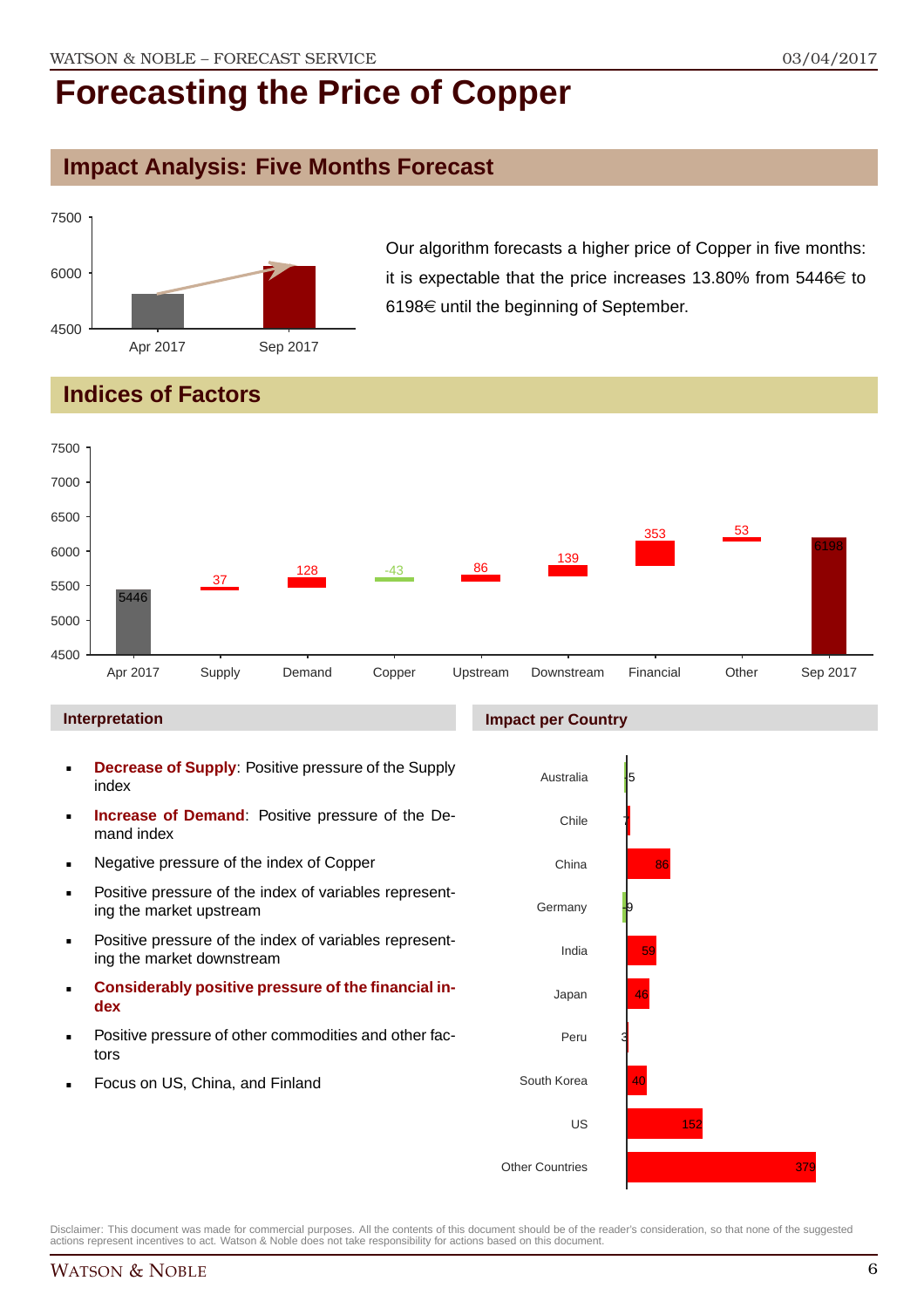# Forecasting the Price of Copper

## Impact Analysis: Five Months Forecast

Our algorithm forecasts a higher price of Copper in five months: it is expectable that the price increases 13.80% from 5446€ to 6198€ until the beginning of September.

## Indices of Factors

| | Apr 2017 | Supply | Demand | Copper | Upstream | Downstream | Financial | Other | Sep 2017 |
|---|---|---|---|---|---|---|---|---|---|
| Value | 5446 | 37 | 128 | -43 | 86 | 139 | 353 | 53 | 6198 |

### Interpretation

- **Decrease of Supply**: Positive pressure of the Supply index
- **Increase of Demand**: Positive pressure of the Demand index
- Negative pressure of the index of Copper
- Positive pressure of the index of variables representing the market upstream
- Positive pressure of the index of variables representing the market downstream
- **Considerably positive pressure of the financial index**
- Positive pressure of other commodities and other factors
- Focus on US, China, and Finland

### Impact per Country

| Country | Impact |
|---|---|
| Australia | -5 |
| Chile | 7 |
| China | 86 |
| Germany | -9 |
| India | 59 |
| Japan | 46 |
| Peru | 3 |
| South Korea | 40 |
| US | 152 |
| Other Countries | 379 |

Disclaimer: This document was made for commercial purposes. All the contents of this document should be of the reader's consideration, so that none of the suggested actions represent incentives to act. Watson & Noble does not take responsibility for actions based on this document.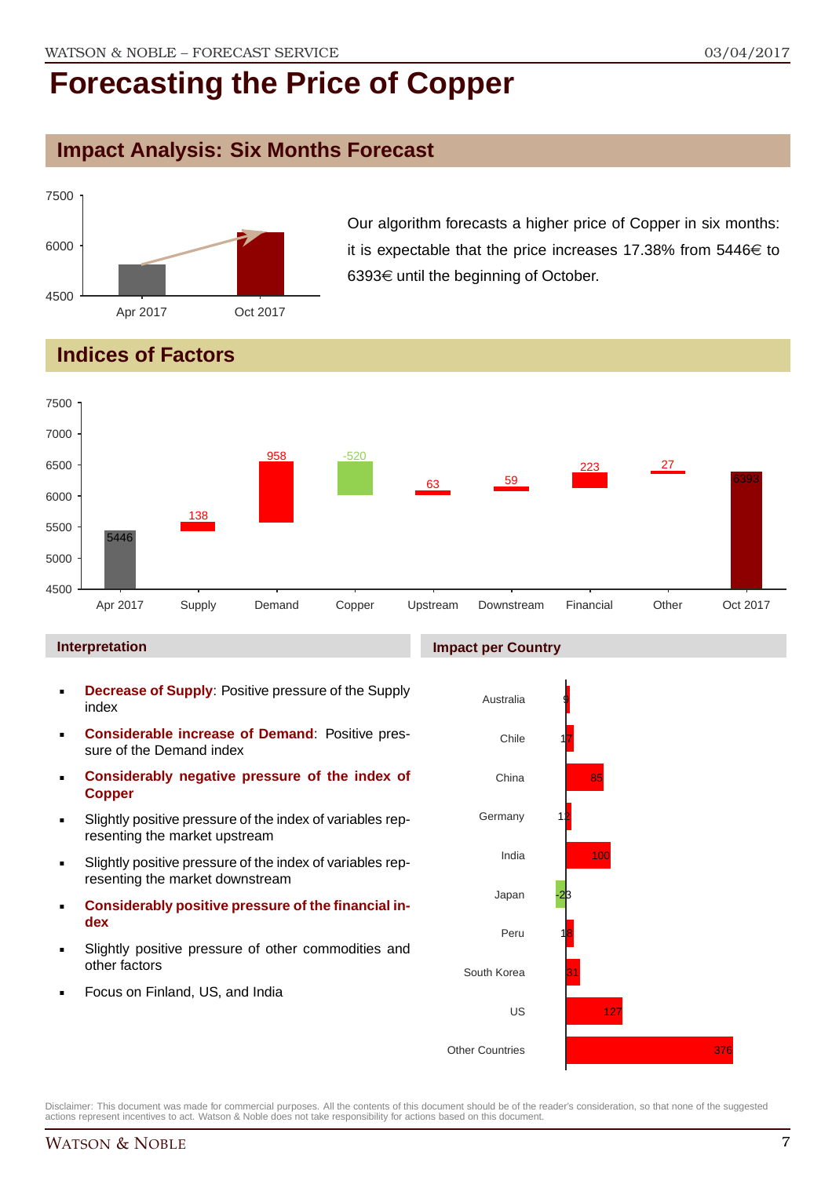# Forecasting the Price of Copper

## Impact Analysis: Six Months Forecast

Our algorithm forecasts a higher price of Copper in six months: it is expectable that the price increases 17.38% from 5446€ to 6393€ until the beginning of October.

## Indices of Factors

| | Apr 2017 | Supply | Demand | Copper | Upstream | Downstream | Financial | Other | Oct 2017 |
|---|---|---|---|---|---|---|---|---|---|
| Value | 5446 | 138 | 958 | -520 | 63 | 59 | 223 | 27 | 6393 |

### Interpretation

- **Decrease of Supply**: Positive pressure of the Supply index
- **Considerable increase of Demand**: Positive pressure of the Demand index
- **Considerably negative pressure of the index of Copper**
- Slightly positive pressure of the index of variables representing the market upstream
- Slightly positive pressure of the index of variables representing the market downstream
- **Considerably positive pressure of the financial index**
- Slightly positive pressure of other commodities and other factors
- Focus on Finland, US, and India

### Impact per Country

| Country | Impact |
|---|---|
| Australia | 9 |
| Chile | 17 |
| China | 85 |
| Germany | 12 |
| India | 100 |
| Japan | -23 |
| Peru | 18 |
| South Korea | 31 |
| US | 127 |
| Other Countries | 376 |

Disclaimer: This document was made for commercial purposes. All the contents of this document should be of the reader's consideration, so that none of the suggested actions represent incentives to act. Watson & Noble does not take responsibility for actions based on this document.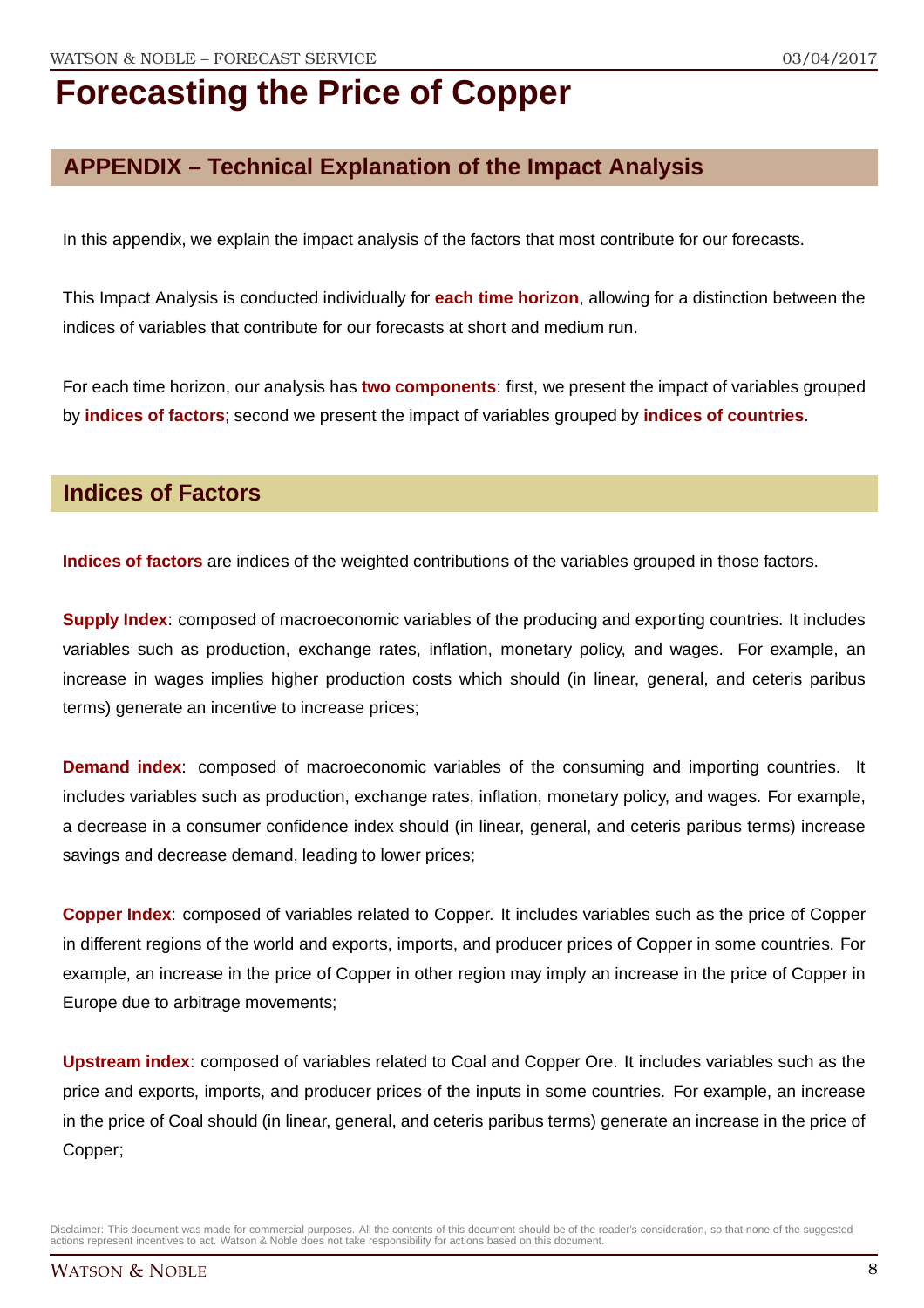# Forecasting the Price of Copper

## APPENDIX – Technical Explanation of the Impact Analysis

In this appendix, we explain the impact analysis of the factors that most contribute for our forecasts.

This Impact Analysis is conducted individually for **each time horizon**, allowing for a distinction between the indices of variables that contribute for our forecasts at short and medium run.

For each time horizon, our analysis has **two components**: first, we present the impact of variables grouped by **indices of factors**; second we present the impact of variables grouped by **indices of countries**.

## Indices of Factors

**Indices of factors** are indices of the weighted contributions of the variables grouped in those factors.

**Supply Index**: composed of macroeconomic variables of the producing and exporting countries. It includes variables such as production, exchange rates, inflation, monetary policy, and wages. For example, an increase in wages implies higher production costs which should (in linear, general, and ceteris paribus terms) generate an incentive to increase prices;

**Demand index**: composed of macroeconomic variables of the consuming and importing countries. It includes variables such as production, exchange rates, inflation, monetary policy, and wages. For example, a decrease in a consumer confidence index should (in linear, general, and ceteris paribus terms) increase savings and decrease demand, leading to lower prices;

**Copper Index**: composed of variables related to Copper. It includes variables such as the price of Copper in different regions of the world and exports, imports, and producer prices of Copper in some countries. For example, an increase in the price of Copper in other region may imply an increase in the price of Copper in Europe due to arbitrage movements;

**Upstream index**: composed of variables related to Coal and Copper Ore. It includes variables such as the price and exports, imports, and producer prices of the inputs in some countries. For example, an increase in the price of Coal should (in linear, general, and ceteris paribus terms) generate an increase in the price of Copper;

Disclaimer: This document was made for commercial purposes. All the contents of this document should be of the reader's consideration, so that none of the suggested actions represent incentives to act. Watson & Noble does not take responsibility for actions based on this document.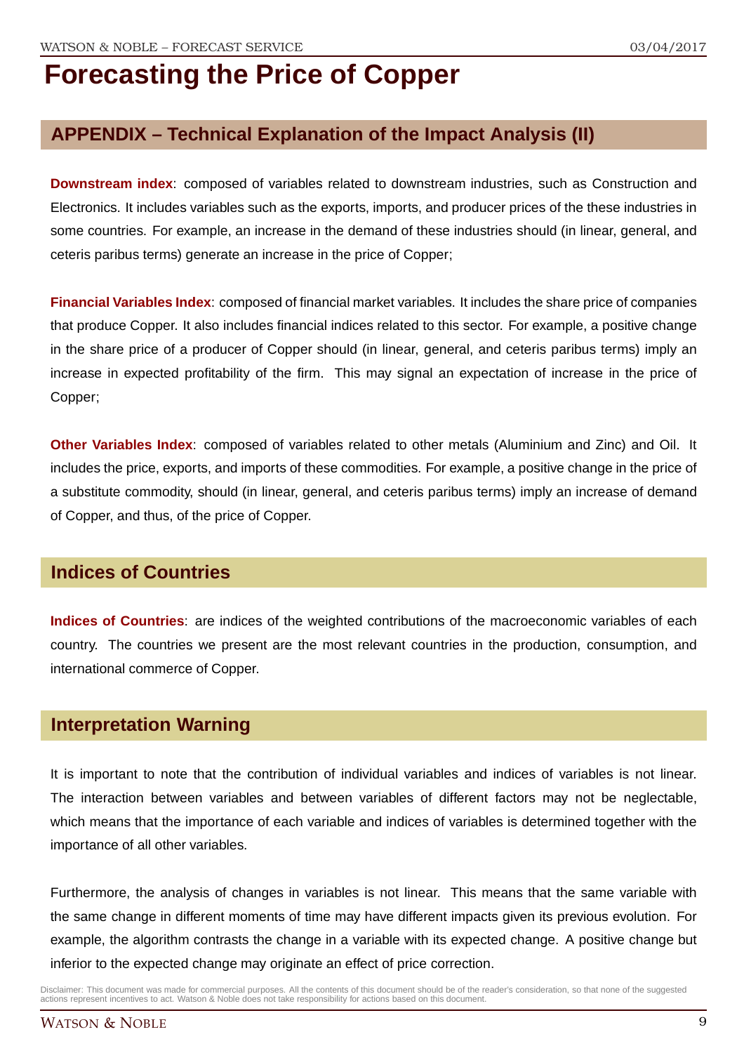# Forecasting the Price of Copper

## APPENDIX – Technical Explanation of the Impact Analysis (II)

**Downstream index**: composed of variables related to downstream industries, such as Construction and Electronics. It includes variables such as the exports, imports, and producer prices of the these industries in some countries. For example, an increase in the demand of these industries should (in linear, general, and ceteris paribus terms) generate an increase in the price of Copper;

**Financial Variables Index**: composed of financial market variables. It includes the share price of companies that produce Copper. It also includes financial indices related to this sector. For example, a positive change in the share price of a producer of Copper should (in linear, general, and ceteris paribus terms) imply an increase in expected profitability of the firm. This may signal an expectation of increase in the price of Copper;

**Other Variables Index**: composed of variables related to other metals (Aluminium and Zinc) and Oil. It includes the price, exports, and imports of these commodities. For example, a positive change in the price of a substitute commodity, should (in linear, general, and ceteris paribus terms) imply an increase of demand of Copper, and thus, of the price of Copper.

## Indices of Countries

**Indices of Countries**: are indices of the weighted contributions of the macroeconomic variables of each country. The countries we present are the most relevant countries in the production, consumption, and international commerce of Copper.

## Interpretation Warning

It is important to note that the contribution of individual variables and indices of variables is not linear. The interaction between variables and between variables of different factors may not be neglectable, which means that the importance of each variable and indices of variables is determined together with the importance of all other variables.

Furthermore, the analysis of changes in variables is not linear. This means that the same variable with the same change in different moments of time may have different impacts given its previous evolution. For example, the algorithm contrasts the change in a variable with its expected change. A positive change but inferior to the expected change may originate an effect of price correction.

Disclaimer: This document was made for commercial purposes. All the contents of this document should be of the reader's consideration, so that none of the suggested actions represent incentives to act. Watson & Noble does not take responsibility for actions based on this document.